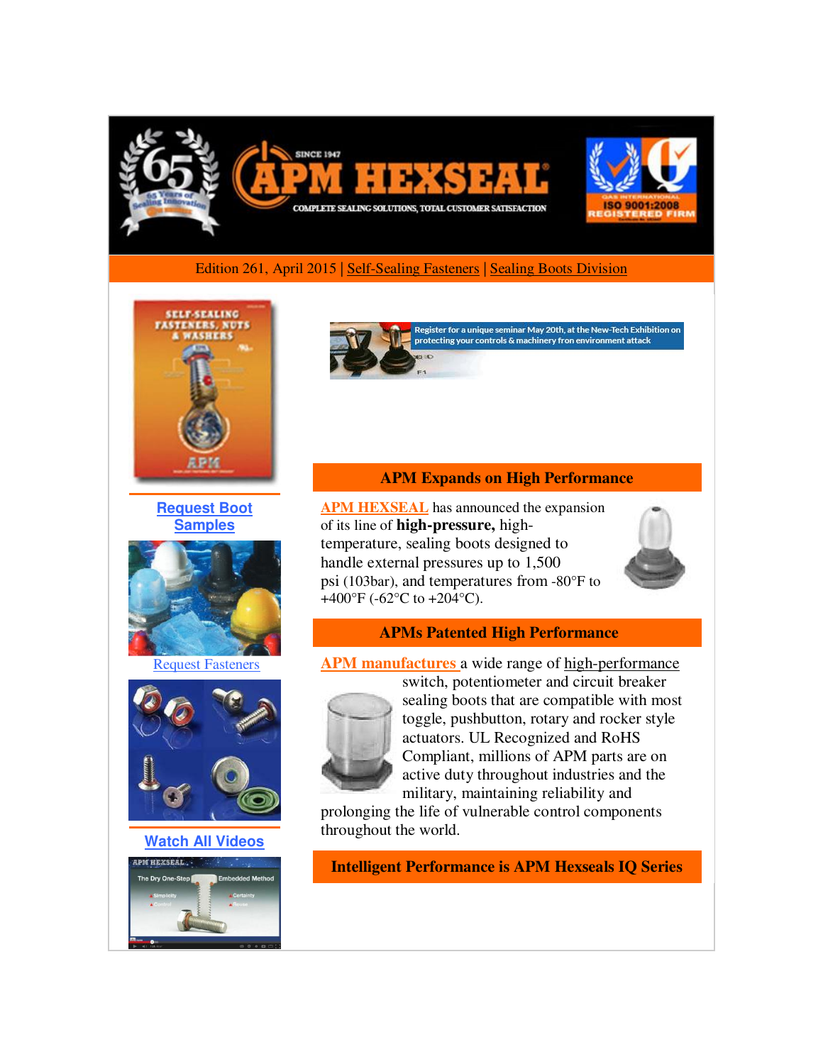Edition 261, April 2015 | Self-Sealing Fasteners | Sealing Boots Division

Register for a unique seminar May 20th, at the New-Tech Exhibition on protecting your controls & machinery fron environment attack

Request Boot Samples

Request Fasteners

Watch All Videos

## APM Expands on High Performance

APM HEXSEAL has announced the expansion of its line of **high-pressure,** high-temperature, sealing boots designed to handle external pressures up to 1,500 psi (103bar), and temperatures from -80°F to +400°F (-62°C to +204°C).

## APMs Patented High Performance

APM manufactures a wide range of high-performance switch, potentiometer and circuit breaker sealing boots that are compatible with most toggle, pushbutton, rotary and rocker style actuators. UL Recognized and RoHS Compliant, millions of APM parts are on active duty throughout industries and the military, maintaining reliability and prolonging the life of vulnerable control components throughout the world.

## Intelligent Performance is APM Hexseals IQ Series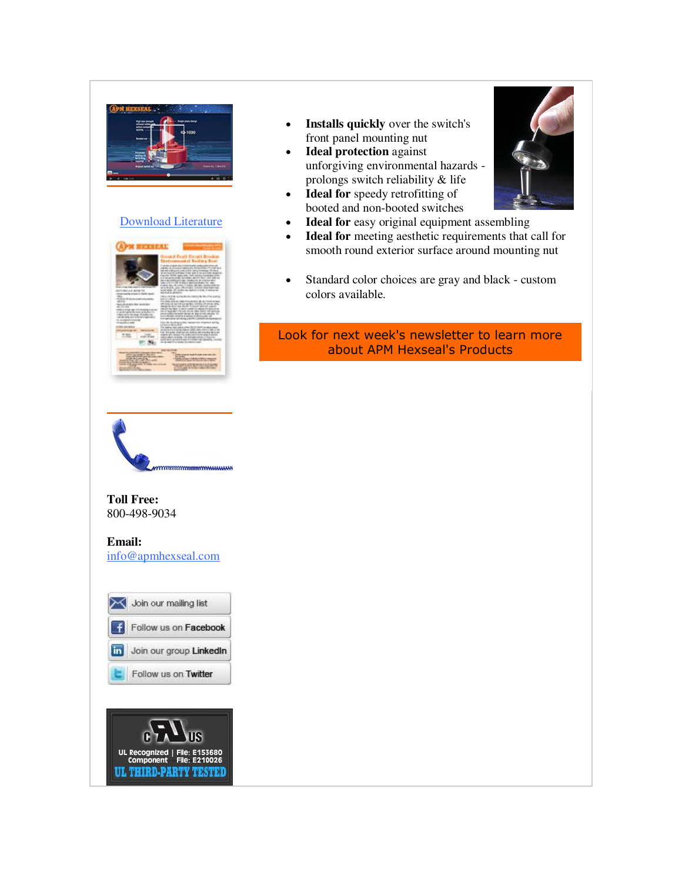[Download Literature](#)

**Toll Free:**
800-498-9034

**Email:**
[info@apmhexseal.com](mailto:info@apmhexseal.com)

Join our mailing list

Follow us on Facebook

Join our group LinkedIn

Follow us on Twitter

- **Installs quickly** over the switch's front panel mounting nut
- **Ideal protection** against unforgiving environmental hazards - prolongs switch reliability & life
- **Ideal for** speedy retrofitting of booted and non-booted switches
- **Ideal for** easy original equipment assembling
- **Ideal for** meeting aesthetic requirements that call for smooth round exterior surface around mounting nut

- Standard color choices are gray and black - custom colors available.

Look for next week's newsletter to learn more about APM Hexseal's Products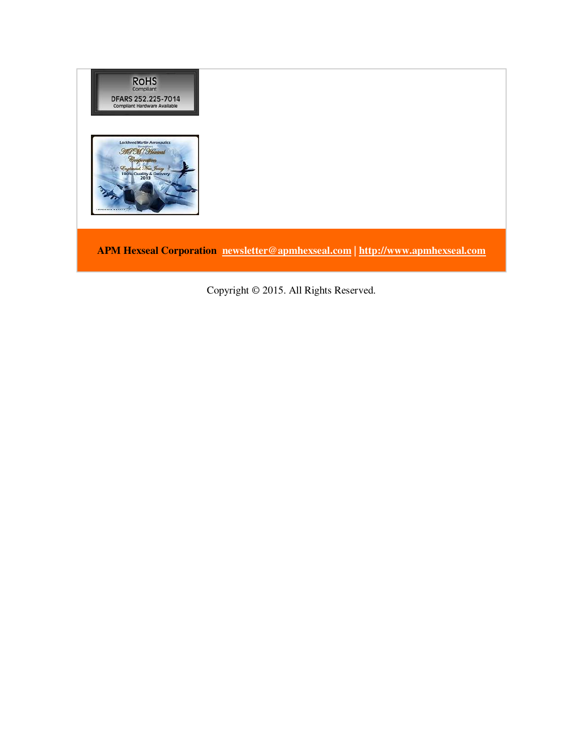**APM Hexseal Corporation** **newsletter@apmhexseal.com | http://www.apmhexseal.com**

Copyright © 2015. All Rights Reserved.